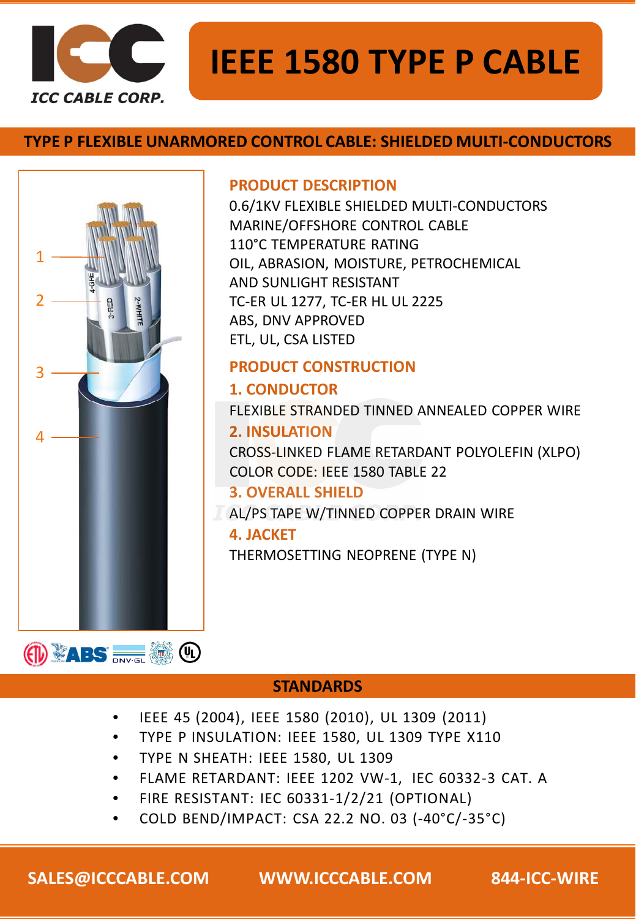ICC CABLE CORP.

# IEEE 1580 TYPE P CABLE

## TYPE P FLEXIBLE UNARMORED CONTROL CABLE: SHIELDED MULTI-CONDUCTORS

### PRODUCT DESCRIPTION

0.6/1KV FLEXIBLE SHIELDED MULTI-CONDUCTORS
MARINE/OFFSHORE CONTROL CABLE
110°C TEMPERATURE RATING
OIL, ABRASION, MOISTURE, PETROCHEMICAL AND SUNLIGHT RESISTANT
TC-ER UL 1277, TC-ER HL UL 2225
ABS, DNV APPROVED
ETL, UL, CSA LISTED

### PRODUCT CONSTRUCTION

**1. CONDUCTOR**

FLEXIBLE STRANDED TINNED ANNEALED COPPER WIRE

**2. INSULATION**

CROSS-LINKED FLAME RETARDANT POLYOLEFIN (XLPO)
COLOR CODE: IEEE 1580 TABLE 22

**3. OVERALL SHIELD**

AL/PS TAPE W/TINNED COPPER DRAIN WIRE

**4. JACKET**

THERMOSETTING NEOPRENE (TYPE N)

## STANDARDS

- IEEE 45 (2004), IEEE 1580 (2010), UL 1309 (2011)
- TYPE P INSULATION: IEEE 1580, UL 1309 TYPE X110
- TYPE N SHEATH: IEEE 1580, UL 1309
- FLAME RETARDANT: IEEE 1202 VW-1, IEC 60332-3 CAT. A
- FIRE RESISTANT: IEC 60331-1/2/21 (OPTIONAL)
- COLD BEND/IMPACT: CSA 22.2 NO. 03 (-40°C/-35°C)

SALES@ICCCABLE.COM WWW.ICCCABLE.COM 844-ICC-WIRE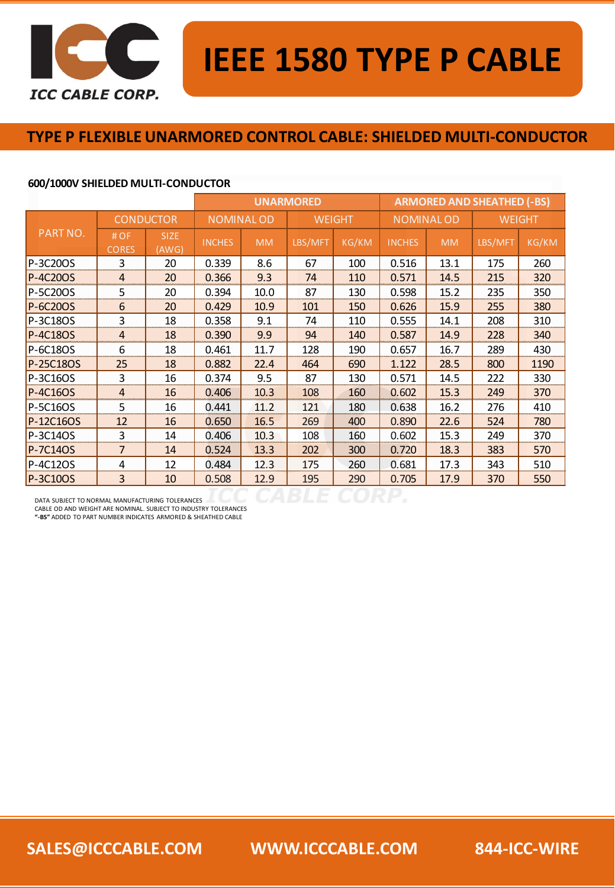# IEEE 1580 TYPE P CABLE

## TYPE P FLEXIBLE UNARMORED CONTROL CABLE: SHIELDED MULTI-CONDUCTOR

**600/1000V SHIELDED MULTI-CONDUCTOR**

| PART NO. | CONDUCTOR | | UNARMORED | | | | ARMORED AND SHEATHED (-BS) | | | |
|---|---|---|---|---|---|---|---|---|---|---|
| | | | NOMINAL OD | | WEIGHT | | NOMINAL OD | | WEIGHT | |
| | # OF CORES | SIZE (AWG) | INCHES | MM | LBS/MFT | KG/KM | INCHES | MM | LBS/MFT | KG/KM |
| P-3C20OS | 3 | 20 | 0.339 | 8.6 | 67 | 100 | 0.516 | 13.1 | 175 | 260 |
| P-4C20OS | 4 | 20 | 0.366 | 9.3 | 74 | 110 | 0.571 | 14.5 | 215 | 320 |
| P-5C20OS | 5 | 20 | 0.394 | 10.0 | 87 | 130 | 0.598 | 15.2 | 235 | 350 |
| P-6C20OS | 6 | 20 | 0.429 | 10.9 | 101 | 150 | 0.626 | 15.9 | 255 | 380 |
| P-3C18OS | 3 | 18 | 0.358 | 9.1 | 74 | 110 | 0.555 | 14.1 | 208 | 310 |
| P-4C18OS | 4 | 18 | 0.390 | 9.9 | 94 | 140 | 0.587 | 14.9 | 228 | 340 |
| P-6C18OS | 6 | 18 | 0.461 | 11.7 | 128 | 190 | 0.657 | 16.7 | 289 | 430 |
| P-25C18OS | 25 | 18 | 0.882 | 22.4 | 464 | 690 | 1.122 | 28.5 | 800 | 1190 |
| P-3C16OS | 3 | 16 | 0.374 | 9.5 | 87 | 130 | 0.571 | 14.5 | 222 | 330 |
| P-4C16OS | 4 | 16 | 0.406 | 10.3 | 108 | 160 | 0.602 | 15.3 | 249 | 370 |
| P-5C16OS | 5 | 16 | 0.441 | 11.2 | 121 | 180 | 0.638 | 16.2 | 276 | 410 |
| P-12C16OS | 12 | 16 | 0.650 | 16.5 | 269 | 400 | 0.890 | 22.6 | 524 | 780 |
| P-3C14OS | 3 | 14 | 0.406 | 10.3 | 108 | 160 | 0.602 | 15.3 | 249 | 370 |
| P-7C14OS | 7 | 14 | 0.524 | 13.3 | 202 | 300 | 0.720 | 18.3 | 383 | 570 |
| P-4C12OS | 4 | 12 | 0.484 | 12.3 | 175 | 260 | 0.681 | 17.3 | 343 | 510 |
| P-3C10OS | 3 | 10 | 0.508 | 12.9 | 195 | 290 | 0.705 | 17.9 | 370 | 550 |

DATA SUBJECT TO NORMAL MANUFACTURING TOLERANCES
CABLE OD AND WEIGHT ARE NOMINAL. SUBJECT TO INDUSTRY TOLERANCES
**"-BS"** ADDED TO PART NUMBER INDICATES ARMORED & SHEATHED CABLE

SALES@ICCCABLE.COM WWW.ICCCABLE.COM 844-ICC-WIRE